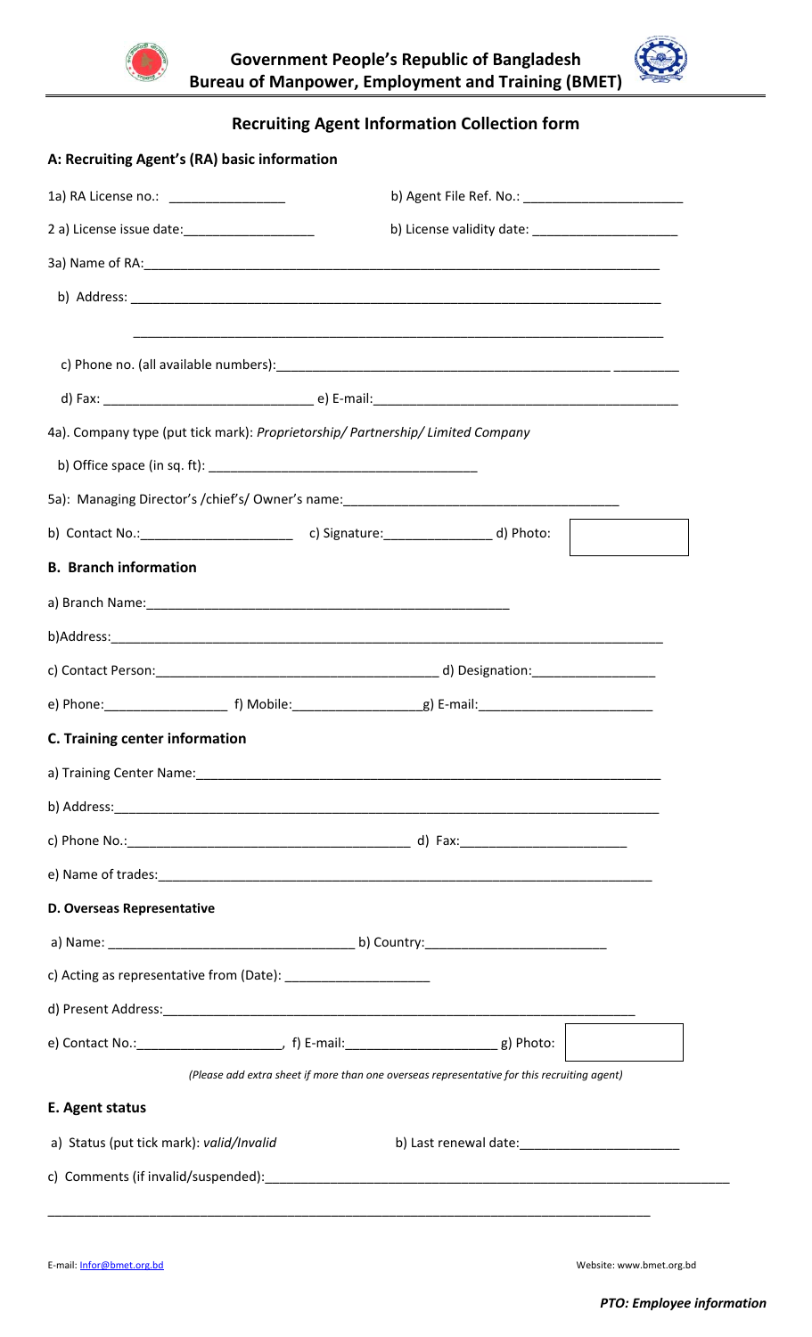**Government People's Republic of Bangladesh**
**Bureau of Manpower, Employment and Training (BMET)**

## Recruiting Agent Information Collection form

### A: Recruiting Agent's (RA) basic information

1a) RA License no.: ________________ b) Agent File Ref. No.: ______________________

2 a) License issue date:__________________ b) License validity date: ____________________

3a) Name of RA:___________________________________________________________________________

b) Address: ______________________________________________________________________________

______________________________________________________________________________

c) Phone no. (all available numbers):______________________________________________ _________

d) Fax: _____________________________ e) E-mail:__________________________________________

4a). Company type (put tick mark): *Proprietorship/ Partnership/ Limited Company*

b) Office space (in sq. ft): ______________________________________

5a): Managing Director's /chief's/ Owner's name:_____________________________________

b) Contact No.:_____________________ c) Signature:_______________ d) Photo:

### B. Branch information

a) Branch Name:_____________________________________________________

b)Address:_______________________________________________________________________________

c) Contact Person:_______________________________________ d) Designation:_________________

e) Phone:_________________ f) Mobile:__________________g) E-mail:________________________

### C. Training center information

a) Training Center Name:___________________________________________________________________

b) Address:________________________________________________________________________________

c) Phone No.:_______________________________________ d) Fax:_______________________

e) Name of trades:__________________________________________________________________________

### D. Overseas Representative

a) Name: _________________________________ b) Country:_________________________

c) Acting as representative from (Date): ____________________

d) Present Address:_________________________________________________________________

e) Contact No.:____________________, f) E-mail:_____________________ g) Photo:

*(Please add extra sheet if more than one overseas representative for this recruiting agent)*

### E. Agent status

a) Status (put tick mark): *valid/Invalid* b) Last renewal date:______________________

c) Comments (if invalid/suspended):_________________________________________________________________

_____________________________________________________________________________________

E-mail: Infor@bmet.org.bd Website: www.bmet.org.bd

***PTO: Employee information***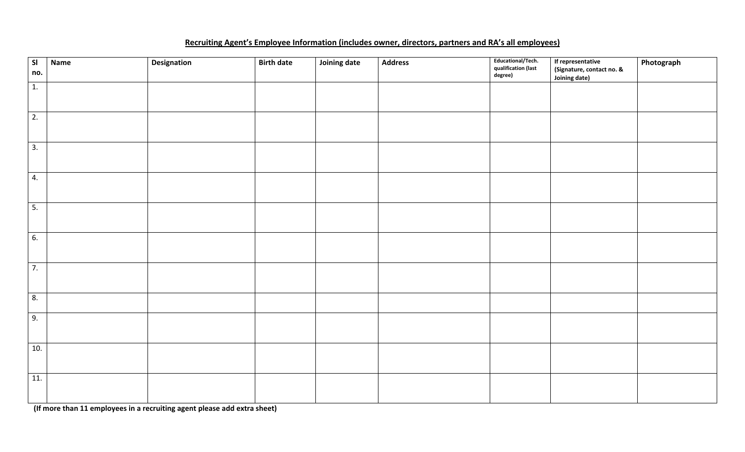**Recruiting Agent's Employee Information (includes owner, directors, partners and RA's all employees)**

| Sl no. | Name | Designation | Birth date | Joining date | Address | Educational/Tech. qualification (last degree) | If representative (Signature, contact no. & Joining date) | Photograph |
|---|---|---|---|---|---|---|---|---|
| 1. | | | | | | | | |
| 2. | | | | | | | | |
| 3. | | | | | | | | |
| 4. | | | | | | | | |
| 5. | | | | | | | | |
| 6. | | | | | | | | |
| 7. | | | | | | | | |
| 8. | | | | | | | | |
| 9. | | | | | | | | |
| 10. | | | | | | | | |
| 11. | | | | | | | | |

**(If more than 11 employees in a recruiting agent please add extra sheet)**